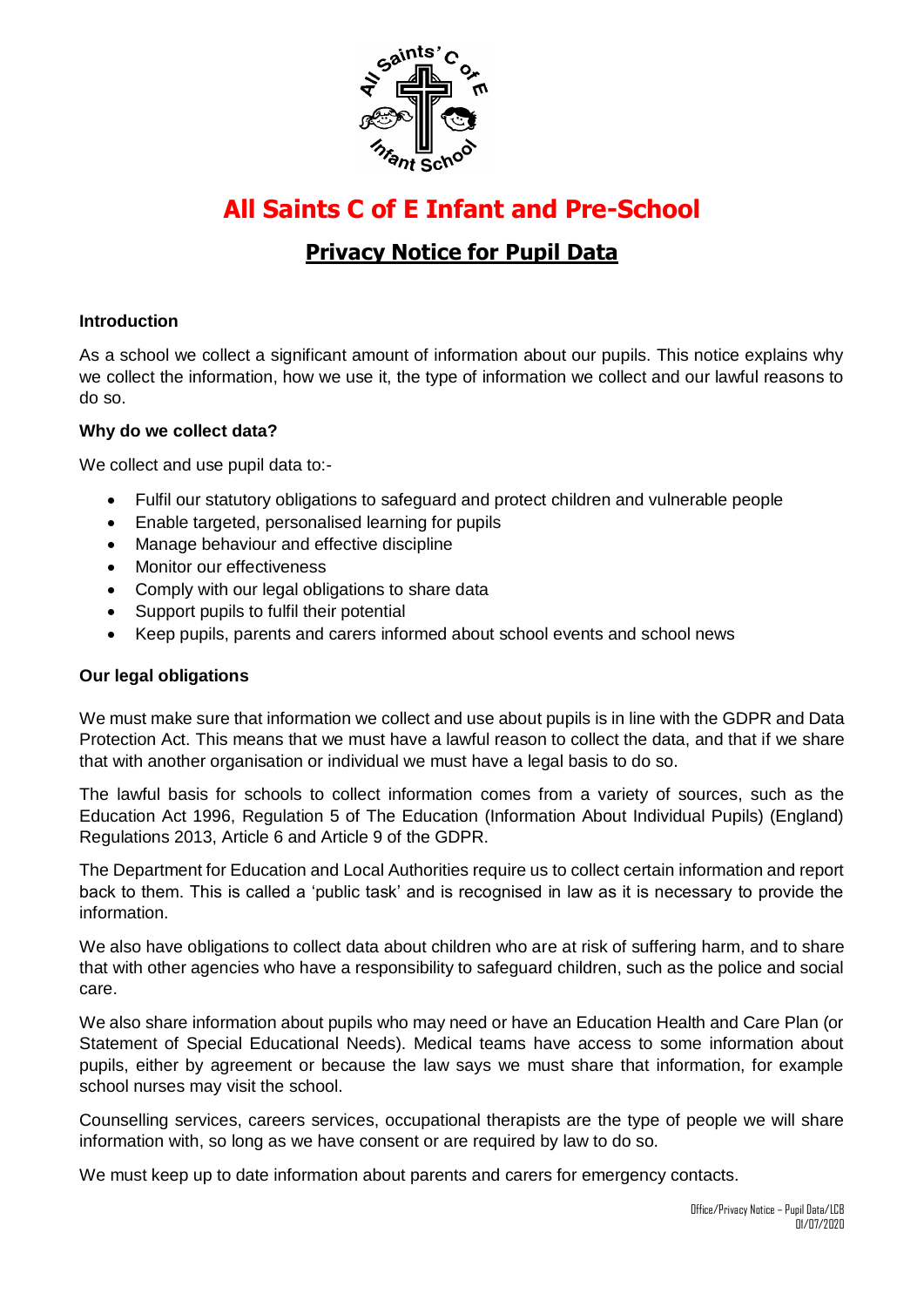# All Saints C of E Infant and Pre-School

## Privacy Notice for Pupil Data

**Introduction**

As a school we collect a significant amount of information about our pupils. This notice explains why we collect the information, how we use it, the type of information we collect and our lawful reasons to do so.

**Why do we collect data?**

We collect and use pupil data to:-

- Fulfil our statutory obligations to safeguard and protect children and vulnerable people
- Enable targeted, personalised learning for pupils
- Manage behaviour and effective discipline
- Monitor our effectiveness
- Comply with our legal obligations to share data
- Support pupils to fulfil their potential
- Keep pupils, parents and carers informed about school events and school news

**Our legal obligations**

We must make sure that information we collect and use about pupils is in line with the GDPR and Data Protection Act. This means that we must have a lawful reason to collect the data, and that if we share that with another organisation or individual we must have a legal basis to do so.

The lawful basis for schools to collect information comes from a variety of sources, such as the Education Act 1996, Regulation 5 of The Education (Information About Individual Pupils) (England) Regulations 2013, Article 6 and Article 9 of the GDPR.

The Department for Education and Local Authorities require us to collect certain information and report back to them. This is called a 'public task' and is recognised in law as it is necessary to provide the information.

We also have obligations to collect data about children who are at risk of suffering harm, and to share that with other agencies who have a responsibility to safeguard children, such as the police and social care.

We also share information about pupils who may need or have an Education Health and Care Plan (or Statement of Special Educational Needs). Medical teams have access to some information about pupils, either by agreement or because the law says we must share that information, for example school nurses may visit the school.

Counselling services, careers services, occupational therapists are the type of people we will share information with, so long as we have consent or are required by law to do so.

We must keep up to date information about parents and carers for emergency contacts.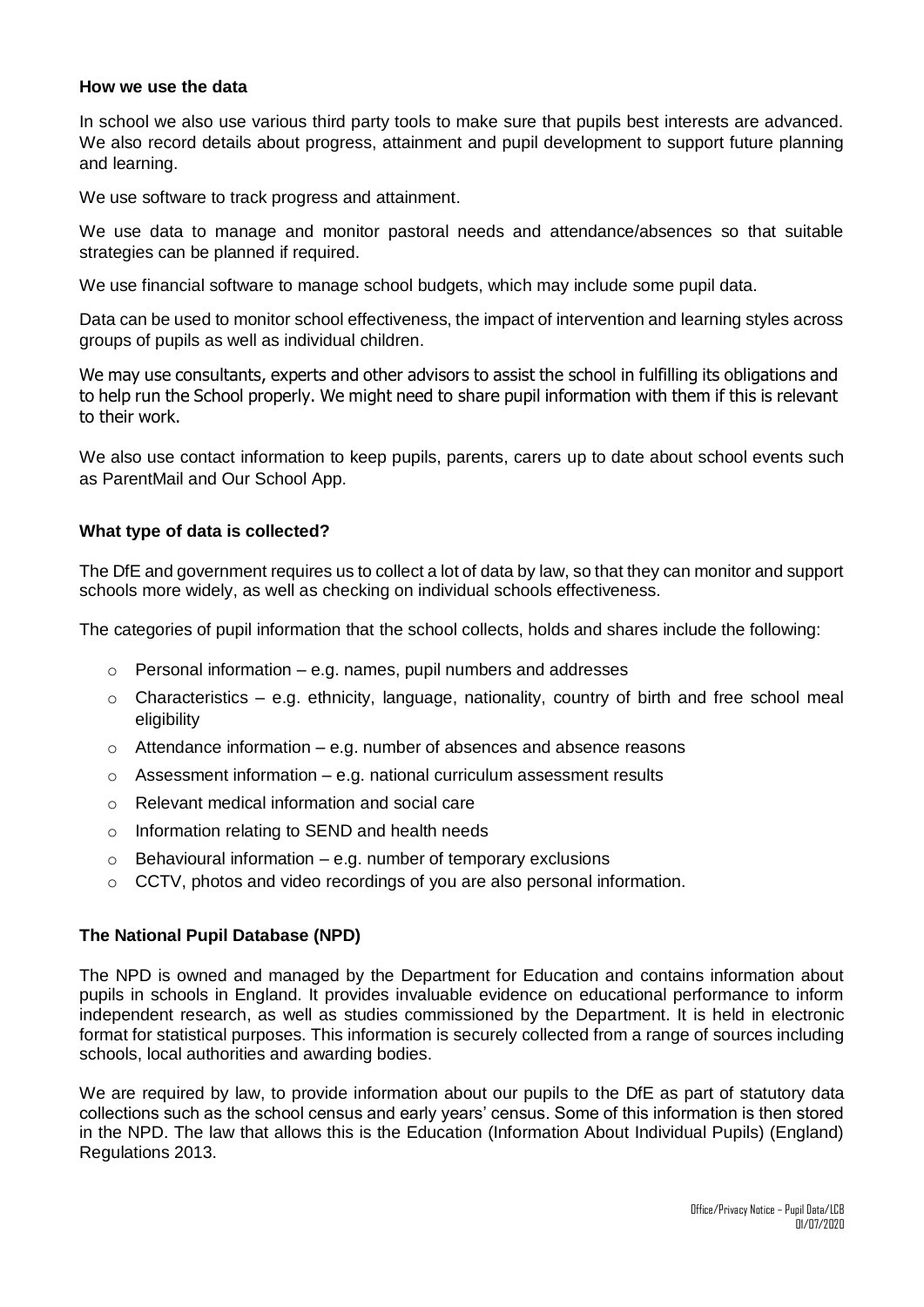### How we use the data

In school we also use various third party tools to make sure that pupils best interests are advanced. We also record details about progress, attainment and pupil development to support future planning and learning.

We use software to track progress and attainment.

We use data to manage and monitor pastoral needs and attendance/absences so that suitable strategies can be planned if required.

We use financial software to manage school budgets, which may include some pupil data.

Data can be used to monitor school effectiveness, the impact of intervention and learning styles across groups of pupils as well as individual children.

We may use consultants, experts and other advisors to assist the school in fulfilling its obligations and to help run the School properly. We might need to share pupil information with them if this is relevant to their work.

We also use contact information to keep pupils, parents, carers up to date about school events such as ParentMail and Our School App.

### What type of data is collected?

The DfE and government requires us to collect a lot of data by law, so that they can monitor and support schools more widely, as well as checking on individual schools effectiveness.

The categories of pupil information that the school collects, holds and shares include the following:

- Personal information – e.g. names, pupil numbers and addresses
- Characteristics – e.g. ethnicity, language, nationality, country of birth and free school meal eligibility
- Attendance information – e.g. number of absences and absence reasons
- Assessment information – e.g. national curriculum assessment results
- Relevant medical information and social care
- Information relating to SEND and health needs
- Behavioural information – e.g. number of temporary exclusions
- CCTV, photos and video recordings of you are also personal information.

### The National Pupil Database (NPD)

The NPD is owned and managed by the Department for Education and contains information about pupils in schools in England. It provides invaluable evidence on educational performance to inform independent research, as well as studies commissioned by the Department. It is held in electronic format for statistical purposes. This information is securely collected from a range of sources including schools, local authorities and awarding bodies.

We are required by law, to provide information about our pupils to the DfE as part of statutory data collections such as the school census and early years' census. Some of this information is then stored in the NPD. The law that allows this is the Education (Information About Individual Pupils) (England) Regulations 2013.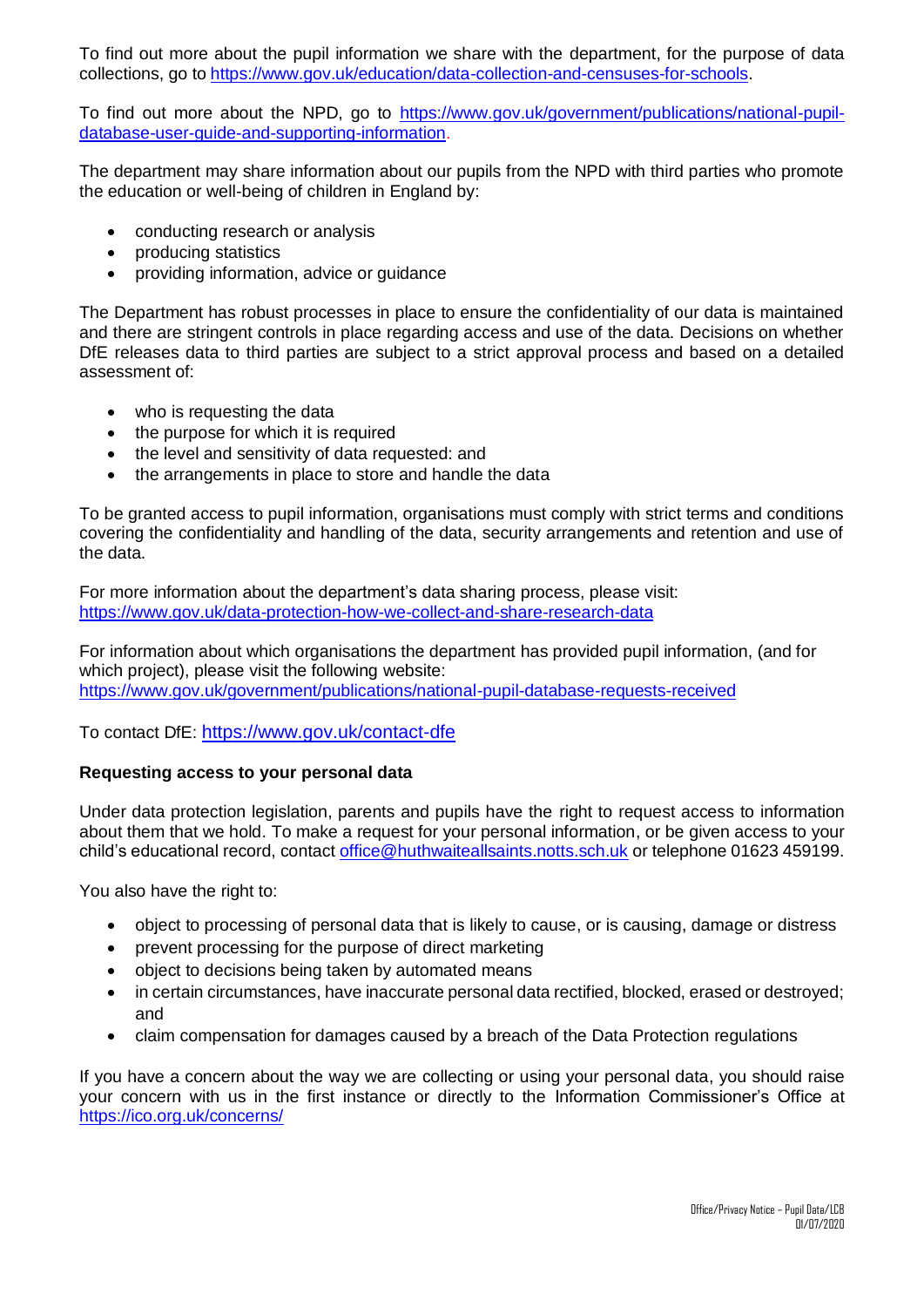To find out more about the pupil information we share with the department, for the purpose of data collections, go to https://www.gov.uk/education/data-collection-and-censuses-for-schools.

To find out more about the NPD, go to https://www.gov.uk/government/publications/national-pupil-database-user-guide-and-supporting-information.

The department may share information about our pupils from the NPD with third parties who promote the education or well-being of children in England by:

- conducting research or analysis
- producing statistics
- providing information, advice or guidance

The Department has robust processes in place to ensure the confidentiality of our data is maintained and there are stringent controls in place regarding access and use of the data. Decisions on whether DfE releases data to third parties are subject to a strict approval process and based on a detailed assessment of:

- who is requesting the data
- the purpose for which it is required
- the level and sensitivity of data requested: and
- the arrangements in place to store and handle the data

To be granted access to pupil information, organisations must comply with strict terms and conditions covering the confidentiality and handling of the data, security arrangements and retention and use of the data.

For more information about the department's data sharing process, please visit:
https://www.gov.uk/data-protection-how-we-collect-and-share-research-data

For information about which organisations the department has provided pupil information, (and for which project), please visit the following website:
https://www.gov.uk/government/publications/national-pupil-database-requests-received

To contact DfE: https://www.gov.uk/contact-dfe

**Requesting access to your personal data**

Under data protection legislation, parents and pupils have the right to request access to information about them that we hold. To make a request for your personal information, or be given access to your child's educational record, contact office@huthwaiteallsaints.notts.sch.uk or telephone 01623 459199.

You also have the right to:

- object to processing of personal data that is likely to cause, or is causing, damage or distress
- prevent processing for the purpose of direct marketing
- object to decisions being taken by automated means
- in certain circumstances, have inaccurate personal data rectified, blocked, erased or destroyed; and
- claim compensation for damages caused by a breach of the Data Protection regulations

If you have a concern about the way we are collecting or using your personal data, you should raise your concern with us in the first instance or directly to the Information Commissioner's Office at https://ico.org.uk/concerns/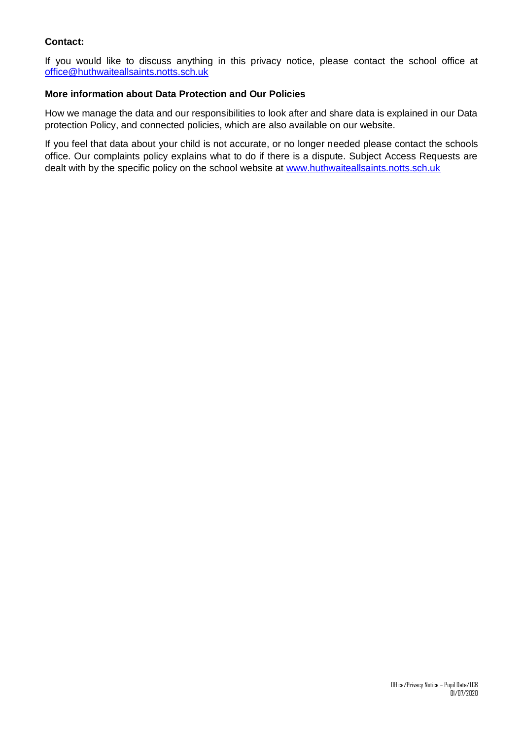**Contact:**

If you would like to discuss anything in this privacy notice, please contact the school office at office@huthwaiteallsaints.notts.sch.uk

**More information about Data Protection and Our Policies**

How we manage the data and our responsibilities to look after and share data is explained in our Data protection Policy, and connected policies, which are also available on our website.

If you feel that data about your child is not accurate, or no longer needed please contact the schools office. Our complaints policy explains what to do if there is a dispute. Subject Access Requests are dealt with by the specific policy on the school website at www.huthwaiteallsaints.notts.sch.uk